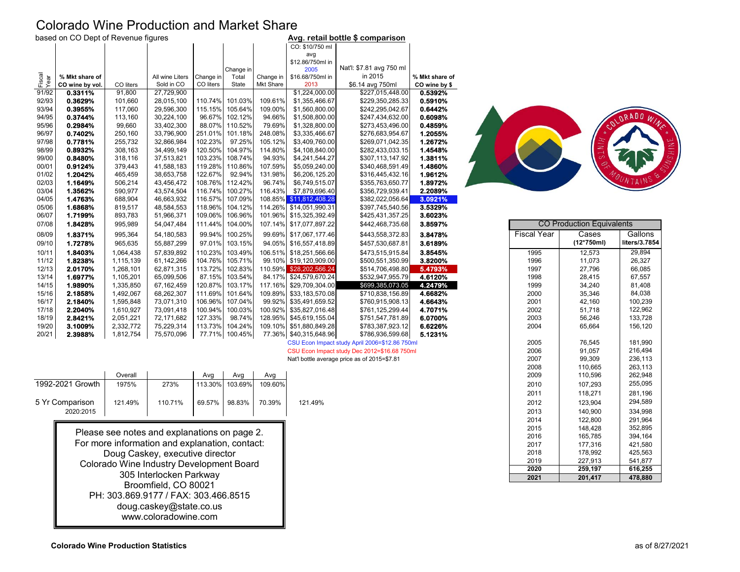# Colorado Wine Production and Market Share

based on CO Dept of Revenue figures

**Avg. retail bottle $ comparison**

| Fiscal Year | % Mkt share of CO wine by vol. | CO liters | All wine Liters Sold in CO | Change in CO liters | Change in Total State | Change in Mkt Share | CO: $10/750 ml avg $12.86/750ml in 2005 $16.68/750ml in 2013 | Nat'l: $7.81 avg 750 ml in 2015 $6.14 avg 750ml | % Mkt share of CO wine by $ |
|---|---|---|---|---|---|---|---|---|---|
| 91/92 | **0.3311%** | 91,800 | 27,729,900 | | | | $1,224,000.00 | $227,015,448.00 | **0.5392%** |
| 92/93 | **0.3629%** | 101,660 | 28,015,100 | 110.74% | 101.03% | 109.61% | $1,355,466.67 | $229,350,285.33 | **0.5910%** |
| 93/94 | **0.3955%** | 117,060 | 29,596,300 | 115.15% | 105.64% | 109.00% | $1,560,800.00 | $242,295,042.67 | **0.6442%** |
| 94/95 | **0.3744%** | 113,160 | 30,224,100 | 96.67% | 102.12% | 94.66% | $1,508,800.00 | $247,434,632.00 | **0.6098%** |
| 95/96 | **0.2984%** | 99,660 | 33,402,300 | 88.07% | 110.52% | 79.69% | $1,328,800.00 | $273,453,496.00 | **0.4859%** |
| 96/97 | **0.7402%** | 250,160 | 33,796,900 | 251.01% | 101.18% | 248.08% | $3,335,466.67 | $276,683,954.67 | **1.2055%** |
| 97/98 | **0.7781%** | 255,732 | 32,866,984 | 102.23% | 97.25% | 105.12% | $3,409,760.00 | $269,071,042.35 | **1.2672%** |
| 98/99 | **0.8932%** | 308,163 | 34,499,149 | 120.50% | 104.97% | 114.80% | $4,108,840.00 | $282,433,033.15 | **1.4548%** |
| 99/00 | **0.8480%** | 318,116 | 37,513,821 | 103.23% | 108.74% | 94.93% | $4,241,544.27 | $307,113,147.92 | **1.3811%** |
| 00/01 | **0.9124%** | 379,443 | 41,588,183 | 119.28% | 110.86% | 107.59% | $5,059,240.00 | $340,468,591.49 | **1.4860%** |
| 01/02 | **1.2042%** | 465,459 | 38,653,758 | 122.67% | 92.94% | 131.98% | $6,206,125.20 | $316,445,432.16 | **1.9612%** |
| 02/03 | **1.1649%** | 506,214 | 43,456,472 | 108.76% | 112.42% | 96.74% | $6,749,515.07 | $355,763,650.77 | **1.8972%** |
| 03/04 | **1.3562%** | 590,977 | 43,574,504 | 116.74% | 100.27% | 116.43% | $7,879,696.40 | $356,729,939.41 | **2.2089%** |
| 04/05 | **1.4763%** | 688,904 | 46,663,932 | 116.57% | 107.09% | 108.85% | $11,812,408.28 | $382,022,056.64 | **3.0921%** |
| 05/06 | **1.6868%** | 819,517 | 48,584,553 | 118.96% | 104.12% | 114.26% | $14,051,990.31 | $397,745,540.56 | **3.5329%** |
| 06/07 | **1.7199%** | 893,783 | 51,966,371 | 109.06% | 106.96% | 101.96% | $15,325,392.49 | $425,431,357.25 | **3.6023%** |
| 07/08 | **1.8428%** | 995,989 | 54,047,484 | 111.44% | 104.00% | 107.14% | $17,077,897.22 | $442,468,735.68 | **3.8597%** |
| 08/09 | **1.8371%** | 995,364 | 54,180,583 | 99.94% | 100.25% | 99.69% | $17,067,177.46 | $443,558,372.83 | **3.8478%** |
| 09/10 | **1.7278%** | 965,635 | 55,887,299 | 97.01% | 103.15% | 94.05% | $16,557,418.89 | $457,530,687.81 | **3.6189%** |
| 10/11 | **1.8403%** | 1,064,438 | 57,839,892 | 110.23% | 103.49% | 106.51% | $18,251,566.66 | $473,515,915.84 | **3.8545%** |
| 11/12 | **1.8238%** | 1,115,139 | 61,142,266 | 104.76% | 105.71% | 99.10% | $19,120,909.00 | $500,551,350.99 | **3.8200%** |
| 12/13 | **2.0170%** | 1,268,101 | 62,871,315 | 113.72% | 102.83% | 110.59% | $28,202,566.24 | $514,706,498.80 | **5.4793%** |
| 13/14 | **1.6977%** | 1,105,201 | 65,099,506 | 87.15% | 103.54% | 84.17% | $24,579,670.24 | $532,947,955.79 | **4.6120%** |
| 14/15 | **1.9890%** | 1,335,850 | 67,162,459 | 120.87% | 103.17% | 117.16% | $29,709,304.00 | $699,385,073.05 | **4.2479%** |
| 15/16 | **2.1858%** | 1,492,067 | 68,262,307 | 111.69% | 101.64% | 109.89% | $33,183,570.08 | $710,838,156.89 | **4.6682%** |
| 16/17 | **2.1840%** | 1,595,848 | 73,071,310 | 106.96% | 107.04% | 99.92% | $35,491,659.52 | $760,915,908.13 | **4.6643%** |
| 17/18 | **2.2040%** | 1,610,927 | 73,091,418 | 100.94% | 100.03% | 100.92% | $35,827,016.48 | $761,125,299.44 | **4.7071%** |
| 18/19 | **2.8421%** | 2,051,221 | 72,171,682 | 127.33% | 98.74% | 128.95% | $45,619,155.04 | $751,547,781.89 | **6.0700%** |
| 19/20 | **3.1009%** | 2,332,772 | 75,229,314 | 113.73% | 104.24% | 109.10% | $51,880,849.28 | $783,387,923.12 | **6.6226%** |
| 20/21 | **2.3988%** | 1,812,754 | 75,570,096 | 77.71% | 100.45% | 77.36% | $40,315,648.96 | $786,936,599.68 | **5.1231%** |

CSU Econ Impact study April 2006=$12.86 750ml

CSU Econ Impact study Dec 2012=$16.68 750ml

Nat'l bottle average price as of 2015=$7.81

| | Overall | | Avg | Avg | Avg | |
|---|---|---|---|---|---|---|
| 1992-2021 Growth | 1975% | 273% | 113.30% | 103.69% | 109.60% | |
| 5 Yr Comparison 2020:2015 | 121.49% | 110.71% | 69.57% | 98.83% | 70.39% | 121.49% |

| CO Production Equivalents | | |
|---|---|---|
| **Fiscal Year** | **Cases (12*750ml)** | **Gallons liters/3.7854** |
| 1995 | 12,573 | 29,894 |
| 1996 | 11,073 | 26,327 |
| 1997 | 27,796 | 66,085 |
| 1998 | 28,415 | 67,557 |
| 1999 | 34,240 | 81,408 |
| 2000 | 35,346 | 84,038 |
| 2001 | 42,160 | 100,239 |
| 2002 | 51,718 | 122,962 |
| 2003 | 56,246 | 133,728 |
| 2004 | 65,664 | 156,120 |
| 2005 | 76,545 | 181,990 |
| 2006 | 91,057 | 216,494 |
| 2007 | 99,309 | 236,113 |
| 2008 | 110,665 | 263,113 |
| 2009 | 110,596 | 262,948 |
| 2010 | 107,293 | 255,095 |
| 2011 | 118,271 | 281,196 |
| 2012 | 123,904 | 294,589 |
| 2013 | 140,900 | 334,998 |
| 2014 | 122,800 | 291,964 |
| 2015 | 148,428 | 352,895 |
| 2016 | 165,785 | 394,164 |
| 2017 | 177,316 | 421,580 |
| 2018 | 178,992 | 425,563 |
| 2019 | 227,913 | 541,877 |
| **2020** | **259,197** | **616,255** |
| **2021** | **201,417** | **478,880** |

Please see notes and explanations on page 2.
For more information and explanation, contact:
Doug Caskey, executive director
Colorado Wine Industry Development Board
305 Interlocken Parkway
Broomfield, CO 80021
PH: 303.869.9177 / FAX: 303.466.8515
doug.caskey@state.co.us
www.coloradowine.com

**Colorado Wine Production Statistics** as of 8/27/2021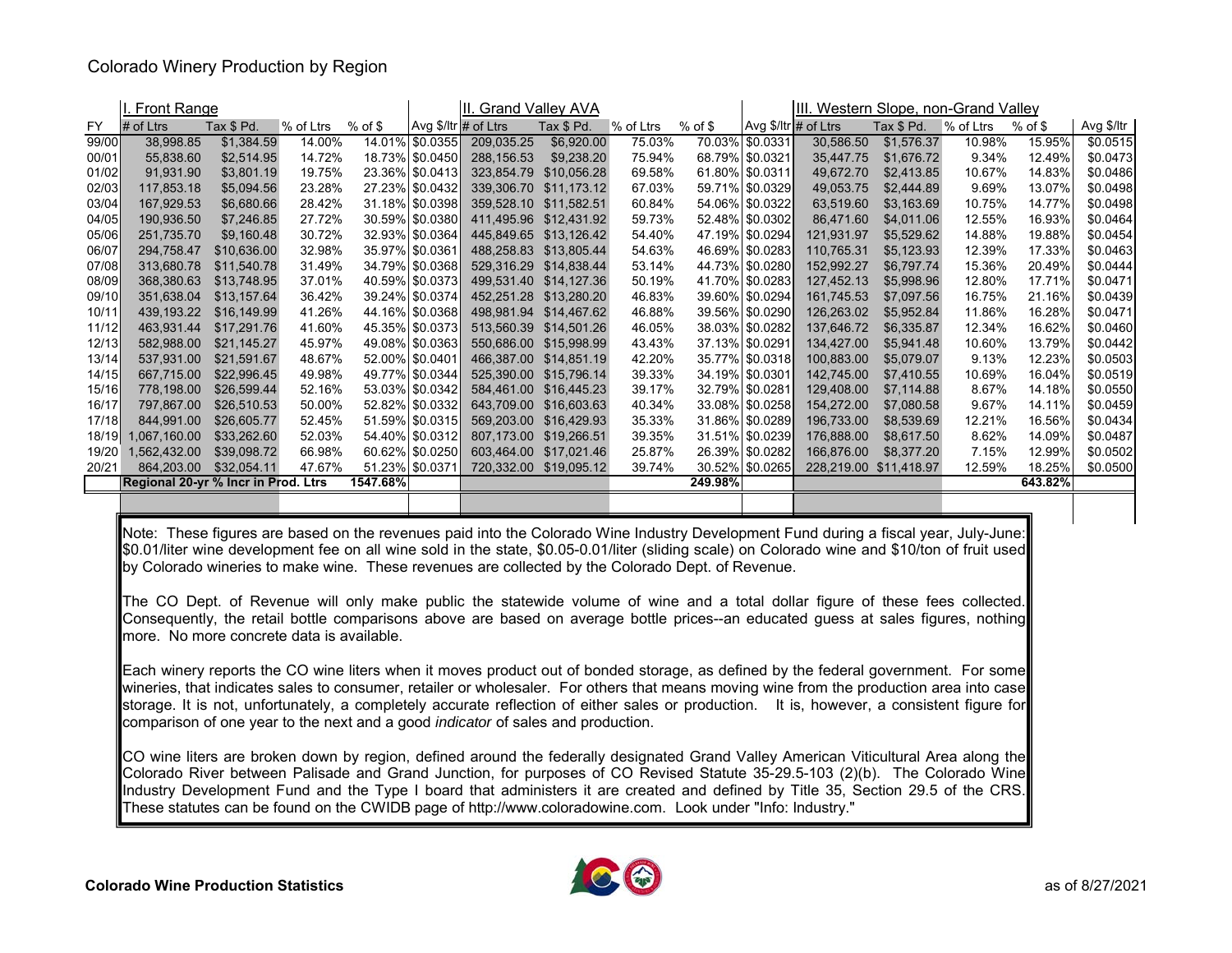# Colorado Winery Production by Region

| | I. Front Range | | | | | II. Grand Valley AVA | | | | | III. Western Slope, non-Grand Valley | | | | |
|---|---|---|---|---|---|---|---|---|---|---|---|---|---|---|---|
| FY | # of Ltrs | Tax $ Pd. | % of Ltrs | % of $ | Avg $/ltr | # of Ltrs | Tax $ Pd. | % of Ltrs | % of $ | Avg $/ltr | # of Ltrs | Tax $ Pd. | % of Ltrs | % of $ | Avg $/ltr |
| 99/00 | 38,998.85 | $1,384.59 | 14.00% | 14.01% | $0.0355 | 209,035.25 | $6,920.00 | 75.03% | 70.03% | $0.0331 | 30,586.50 | $1,576.37 | 10.98% | 15.95% | $0.0515 |
| 00/01 | 55,838.60 | $2,514.95 | 14.72% | 18.73% | $0.0450 | 288,156.53 | $9,238.20 | 75.94% | 68.79% | $0.0321 | 35,447.75 | $1,676.72 | 9.34% | 12.49% | $0.0473 |
| 01/02 | 91,931.90 | $3,801.19 | 19.75% | 23.36% | $0.0413 | 323,854.79 | $10,056.28 | 69.58% | 61.80% | $0.0311 | 49,672.70 | $2,413.85 | 10.67% | 14.83% | $0.0486 |
| 02/03 | 117,853.18 | $5,094.56 | 23.28% | 27.23% | $0.0432 | 339,306.70 | $11,173.12 | 67.03% | 59.71% | $0.0329 | 49,053.75 | $2,444.89 | 9.69% | 13.07% | $0.0498 |
| 03/04 | 167,929.53 | $6,680.66 | 28.42% | 31.18% | $0.0398 | 359,528.10 | $11,582.51 | 60.84% | 54.06% | $0.0322 | 63,519.60 | $3,163.69 | 10.75% | 14.77% | $0.0498 |
| 04/05 | 190,936.50 | $7,246.85 | 27.72% | 30.59% | $0.0380 | 411,495.96 | $12,431.92 | 59.73% | 52.48% | $0.0302 | 86,471.60 | $4,011.06 | 12.55% | 16.93% | $0.0464 |
| 05/06 | 251,735.70 | $9,160.48 | 30.72% | 32.93% | $0.0364 | 445,849.65 | $13,126.42 | 54.40% | 47.19% | $0.0294 | 121,931.97 | $5,529.62 | 14.88% | 19.88% | $0.0454 |
| 06/07 | 294,758.47 | $10,636.00 | 32.98% | 35.97% | $0.0361 | 488,258.83 | $13,805.44 | 54.63% | 46.69% | $0.0283 | 110,765.31 | $5,123.93 | 12.39% | 17.33% | $0.0463 |
| 07/08 | 313,680.78 | $11,540.78 | 31.49% | 34.79% | $0.0368 | 529,316.29 | $14,838.44 | 53.14% | 44.73% | $0.0280 | 152,992.27 | $6,797.74 | 15.36% | 20.49% | $0.0444 |
| 08/09 | 368,380.63 | $13,748.95 | 37.01% | 40.59% | $0.0373 | 499,531.40 | $14,127.36 | 50.19% | 41.70% | $0.0283 | 127,452.13 | $5,998.96 | 12.80% | 17.71% | $0.0471 |
| 09/10 | 351,638.04 | $13,157.64 | 36.42% | 39.24% | $0.0374 | 452,251.28 | $13,280.20 | 46.83% | 39.60% | $0.0294 | 161,745.53 | $7,097.56 | 16.75% | 21.16% | $0.0439 |
| 10/11 | 439,193.22 | $16,149.99 | 41.26% | 44.16% | $0.0368 | 498,981.94 | $14,467.62 | 46.88% | 39.56% | $0.0290 | 126,263.02 | $5,952.84 | 11.86% | 16.28% | $0.0471 |
| 11/12 | 463,931.44 | $17,291.76 | 41.60% | 45.35% | $0.0373 | 513,560.39 | $14,501.26 | 46.05% | 38.03% | $0.0282 | 137,646.72 | $6,335.87 | 12.34% | 16.62% | $0.0460 |
| 12/13 | 582,988.00 | $21,145.27 | 45.97% | 49.08% | $0.0363 | 550,686.00 | $15,998.99 | 43.43% | 37.13% | $0.0291 | 134,427.00 | $5,941.48 | 10.60% | 13.79% | $0.0442 |
| 13/14 | 537,931.00 | $21,591.67 | 48.67% | 52.00% | $0.0401 | 466,387.00 | $14,851.19 | 42.20% | 35.77% | $0.0318 | 100,883.00 | $5,079.07 | 9.13% | 12.23% | $0.0503 |
| 14/15 | 667,715.00 | $22,996.45 | 49.98% | 49.77% | $0.0344 | 525,390.00 | $15,796.14 | 39.33% | 34.19% | $0.0301 | 142,745.00 | $7,410.55 | 10.69% | 16.04% | $0.0519 |
| 15/16 | 778,198.00 | $26,599.44 | 52.16% | 53.03% | $0.0342 | 584,461.00 | $16,445.23 | 39.17% | 32.79% | $0.0281 | 129,408.00 | $7,114.88 | 8.67% | 14.18% | $0.0550 |
| 16/17 | 797,867.00 | $26,510.53 | 50.00% | 52.82% | $0.0332 | 643,709.00 | $16,603.63 | 40.34% | 33.08% | $0.0258 | 154,272.00 | $7,080.58 | 9.67% | 14.11% | $0.0459 |
| 17/18 | 844,991.00 | $26,605.77 | 52.45% | 51.59% | $0.0315 | 569,203.00 | $16,429.93 | 35.33% | 31.86% | $0.0289 | 196,733.00 | $8,539.69 | 12.21% | 16.56% | $0.0434 |
| 18/19 | 1,067,160.00 | $33,262.60 | 52.03% | 54.40% | $0.0312 | 807,173.00 | $19,266.51 | 39.35% | 31.51% | $0.0239 | 176,888.00 | $8,617.50 | 8.62% | 14.09% | $0.0487 |
| 19/20 | 1,562,432.00 | $39,098.72 | 66.98% | 60.62% | $0.0250 | 603,464.00 | $17,021.46 | 25.87% | 26.39% | $0.0282 | 166,876.00 | $8,377.20 | 7.15% | 12.99% | $0.0502 |
| 20/21 | 864,203.00 | $32,054.11 | 47.67% | 51.23% | $0.0371 | 720,332.00 | $19,095.12 | 39.74% | 30.52% | $0.0265 | 228,219.00 | $11,418.97 | 12.59% | 18.25% | $0.0500 |
| | **Regional 20-yr % Incr in Prod. Ltrs** | | | **1547.68%** | | | | | **249.98%** | | | | | **643.82%** | |

Note: These figures are based on the revenues paid into the Colorado Wine Industry Development Fund during a fiscal year, July-June: $0.01/liter wine development fee on all wine sold in the state, $0.05-0.01/liter (sliding scale) on Colorado wine and $10/ton of fruit used by Colorado wineries to make wine. These revenues are collected by the Colorado Dept. of Revenue.

The CO Dept. of Revenue will only make public the statewide volume of wine and a total dollar figure of these fees collected. Consequently, the retail bottle comparisons above are based on average bottle prices--an educated guess at sales figures, nothing more. No more concrete data is available.

Each winery reports the CO wine liters when it moves product out of bonded storage, as defined by the federal government. For some wineries, that indicates sales to consumer, retailer or wholesaler. For others that means moving wine from the production area into case storage. It is not, unfortunately, a completely accurate reflection of either sales or production. It is, however, a consistent figure for comparison of one year to the next and a good *indicator* of sales and production.

CO wine liters are broken down by region, defined around the federally designated Grand Valley American Viticultural Area along the Colorado River between Palisade and Grand Junction, for purposes of CO Revised Statute 35-29.5-103 (2)(b). The Colorado Wine Industry Development Fund and the Type I board that administers it are created and defined by Title 35, Section 29.5 of the CRS. These statutes can be found on the CWIDB page of http://www.coloradowine.com. Look under "Info: Industry."

**Colorado Wine Production Statistics**

as of 8/27/2021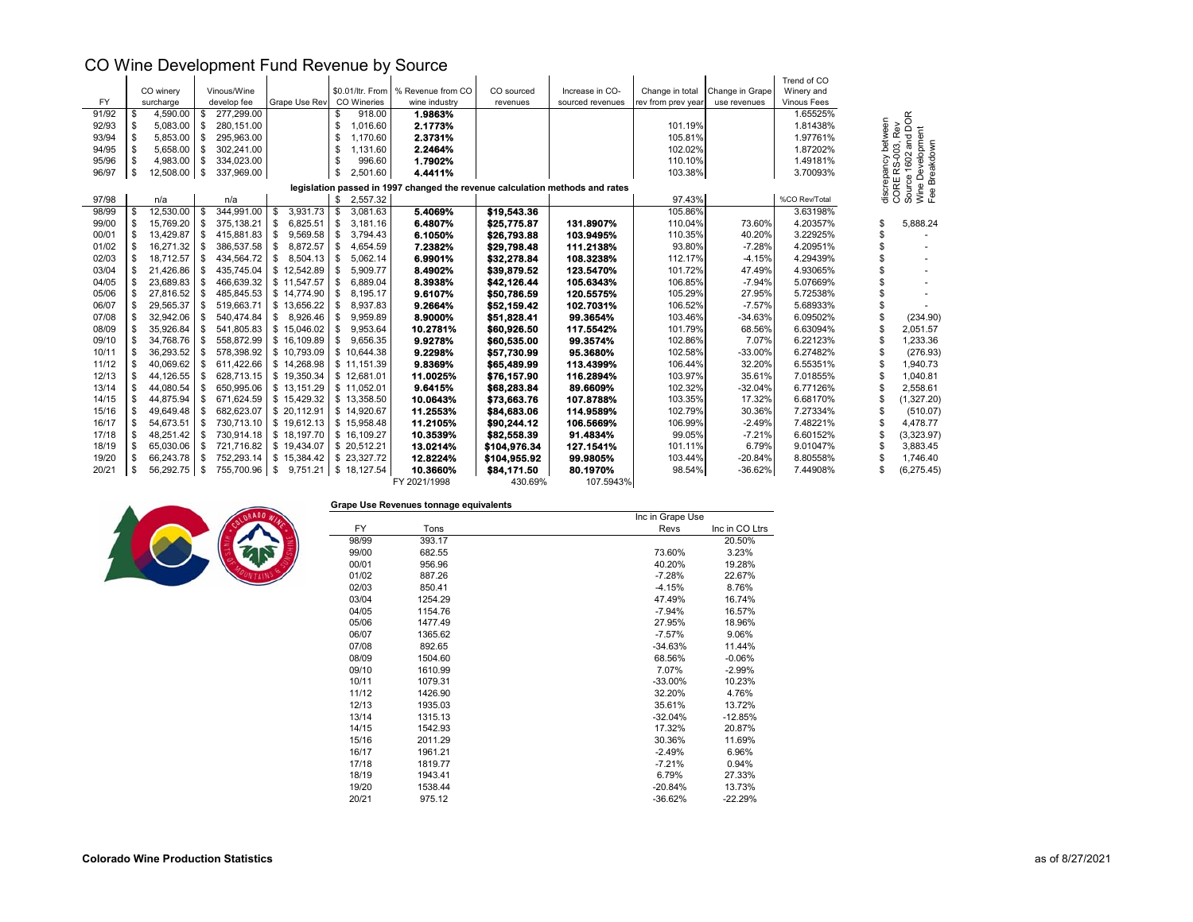# CO Wine Development Fund Revenue by Source

| FY | CO winery surcharge | Vinous/Wine develop fee | Grape Use Rev | $0.01/ltr. From CO Wineries | % Revenue from CO wine industry | CO sourced revenues | Increase in CO-sourced revenues | Change in total rev from prev year | Change in Grape use revenues | Trend of CO Winery and Vinous Fees | discrepancy between CORE RS-003, Rev Source 1602 and DOR Wine Development Fee Breakdown |
|---|---|---|---|---|---|---|---|---|---|---|---|
| 91/92 | $ 4,590.00 | $ 277,299.00 | | $ 918.00 | **1.9863%** | | | | | 1.65525% | |
| 92/93 | $ 5,083.00 | $ 280,151.00 | | $ 1,016.60 | **2.1773%** | | | 101.19% | | 1.81438% | |
| 93/94 | $ 5,853.00 | $ 295,963.00 | | $ 1,170.60 | **2.3731%** | | | 105.81% | | 1.97761% | |
| 94/95 | $ 5,658.00 | $ 302,241.00 | | $ 1,131.60 | **2.2464%** | | | 102.02% | | 1.87202% | |
| 95/96 | $ 4,983.00 | $ 334,023.00 | | $ 996.60 | **1.7902%** | | | 110.10% | | 1.49181% | |
| 96/97 | $ 12,508.00 | $ 337,969.00 | | $ 2,501.60 | **4.4411%** | | | 103.38% | | 3.70093% | |
| | | | | **legislation passed in 1997 changed the revenue calculation methods and rates** | | | | | | | |
| 97/98 | n/a | n/a | | $ 2,557.32 | | | | 97.43% | | %CO Rev/Total | |
| 98/99 | $ 12,530.00 | $ 344,991.00 | $ 3,931.73 | $ 3,081.63 | **5.4069%** | **$19,543.36** | | 105.86% | | 3.63198% | |
| 99/00 | $ 15,769.20 | $ 375,138.21 | $ 6,825.51 | $ 3,181.16 | **6.4807%** | **$25,775.87** | **131.8907%** | 110.04% | 73.60% | 4.20357% | $ 5,888.24 |
| 00/01 | $ 13,429.87 | $ 415,881.83 | $ 9,569.58 | $ 3,794.43 | **6.1050%** | **$26,793.88** | **103.9495%** | 110.35% | 40.20% | 3.22925% | $ - |
| 01/02 | $ 16,271.32 | $ 386,537.58 | $ 8,872.57 | $ 4,654.59 | **7.2382%** | **$29,798.48** | **111.2138%** | 93.80% | -7.28% | 4.20951% | $ - |
| 02/03 | $ 18,712.57 | $ 434,564.72 | $ 8,504.13 | $ 5,062.14 | **6.9901%** | **$32,278.84** | **108.3238%** | 112.17% | -4.15% | 4.29439% | $ - |
| 03/04 | $ 21,426.86 | $ 435,745.04 | $ 12,542.89 | $ 5,909.77 | **8.4902%** | **$39,879.52** | **123.5470%** | 101.72% | 47.49% | 4.93065% | $ - |
| 04/05 | $ 23,689.83 | $ 466,639.32 | $ 11,547.57 | $ 6,889.04 | **8.3938%** | **$42,126.44** | **105.6343%** | 106.85% | -7.94% | 5.07669% | $ - |
| 05/06 | $ 27,816.52 | $ 485,845.53 | $ 14,774.90 | $ 8,195.17 | **9.6107%** | **$50,786.59** | **120.5575%** | 105.29% | 27.95% | 5.72538% | $ - |
| 06/07 | $ 29,565.37 | $ 519,663.71 | $ 13,656.22 | $ 8,937.83 | **9.2664%** | **$52,159.42** | **102.7031%** | 106.52% | -7.57% | 5.68933% | $ - |
| 07/08 | $ 32,942.06 | $ 540,474.84 | $ 8,926.46 | $ 9,959.89 | **8.9000%** | **$51,828.41** | **99.3654%** | 103.46% | -34.63% | 6.09502% | $ (234.90) |
| 08/09 | $ 35,926.84 | $ 541,805.83 | $ 15,046.02 | $ 9,953.64 | **10.2781%** | **$60,926.50** | **117.5542%** | 101.79% | 68.56% | 6.63094% | $ 2,051.57 |
| 09/10 | $ 34,768.76 | $ 558,872.99 | $ 16,109.89 | $ 9,656.35 | **9.9278%** | **$60,535.00** | **99.3574%** | 102.86% | 7.07% | 6.22123% | $ 1,233.36 |
| 10/11 | $ 36,293.52 | $ 578,398.92 | $ 10,793.09 | $ 10,644.38 | **9.2298%** | **$57,730.99** | **95.3680%** | 102.58% | -33.00% | 6.27482% | $ (276.93) |
| 11/12 | $ 40,069.62 | $ 611,422.66 | $ 14,268.98 | $ 11,151.39 | **9.8369%** | **$65,489.99** | **113.4399%** | 106.44% | 32.20% | 6.55351% | $ 1,940.73 |
| 12/13 | $ 44,126.55 | $ 628,713.15 | $ 19,350.34 | $ 12,681.01 | **11.0025%** | **$76,157.90** | **116.2894%** | 103.97% | 35.61% | 7.01855% | $ 1,040.81 |
| 13/14 | $ 44,080.54 | $ 650,995.06 | $ 13,151.29 | $ 11,052.01 | **9.6415%** | **$68,283.84** | **89.6609%** | 102.32% | -32.04% | 6.77126% | $ 2,558.61 |
| 14/15 | $ 44,875.94 | $ 671,624.59 | $ 15,429.32 | $ 13,358.50 | **10.0643%** | **$73,663.76** | **107.8788%** | 103.35% | 17.32% | 6.68170% | $ (1,327.20) |
| 15/16 | $ 49,649.48 | $ 682,623.07 | $ 20,112.91 | $ 14,920.67 | **11.2553%** | **$84,683.06** | **114.9589%** | 102.79% | 30.36% | 7.27334% | $ (510.07) |
| 16/17 | $ 54,673.51 | $ 730,713.10 | $ 19,612.13 | $ 15,958.48 | **11.2105%** | **$90,244.12** | **106.5669%** | 106.99% | -2.49% | 7.48221% | $ 4,478.77 |
| 17/18 | $ 48,251.42 | $ 730,914.18 | $ 18,197.70 | $ 16,109.27 | **10.3539%** | **$82,558.39** | **91.4834%** | 99.05% | -7.21% | 6.60152% | $ (3,323.97) |
| 18/19 | $ 65,030.06 | $ 721,716.82 | $ 19,434.07 | $ 20,512.21 | **13.0214%** | **$104,976.34** | **127.1541%** | 101.11% | 6.79% | 9.01047% | $ 3,883.45 |
| 19/20 | $ 66,243.78 | $ 752,293.14 | $ 15,384.42 | $ 23,327.72 | **12.8224%** | **$104,955.92** | **99.9805%** | 103.44% | -20.84% | 8.80558% | $ 1,746.40 |
| 20/21 | $ 56,292.75 | $ 755,700.96 | $ 9,751.21 | $ 18,127.54 | **10.3660%** | **$84,171.50** | **80.1970%** | 98.54% | -36.62% | 7.44908% | $ (6,275.45) |
| | | | | | FY 2021/1998 | 430.69% | 107.5943% | | | | |

**Grape Use Revenues tonnage equivalents**

| FY | Tons | Inc in Grape Use Revs | Inc in CO Ltrs |
|---|---|---|---|
| 98/99 | 393.17 | | 20.50% |
| 99/00 | 682.55 | 73.60% | 3.23% |
| 00/01 | 956.96 | 40.20% | 19.28% |
| 01/02 | 887.26 | -7.28% | 22.67% |
| 02/03 | 850.41 | -4.15% | 8.76% |
| 03/04 | 1254.29 | 47.49% | 16.74% |
| 04/05 | 1154.76 | -7.94% | 16.57% |
| 05/06 | 1477.49 | 27.95% | 18.96% |
| 06/07 | 1365.62 | -7.57% | 9.06% |
| 07/08 | 892.65 | -34.63% | 11.44% |
| 08/09 | 1504.60 | 68.56% | -0.06% |
| 09/10 | 1610.99 | 7.07% | -2.99% |
| 10/11 | 1079.31 | -33.00% | 10.23% |
| 11/12 | 1426.90 | 32.20% | 4.76% |
| 12/13 | 1935.03 | 35.61% | 13.72% |
| 13/14 | 1315.13 | -32.04% | -12.85% |
| 14/15 | 1542.93 | 17.32% | 20.87% |
| 15/16 | 2011.29 | 30.36% | 11.69% |
| 16/17 | 1961.21 | -2.49% | 6.96% |
| 17/18 | 1819.77 | -7.21% | 0.94% |
| 18/19 | 1943.41 | 6.79% | 27.33% |
| 19/20 | 1538.44 | -20.84% | 13.73% |
| 20/21 | 975.12 | -36.62% | -22.29% |

**Colorado Wine Production Statistics**

as of 8/27/2021